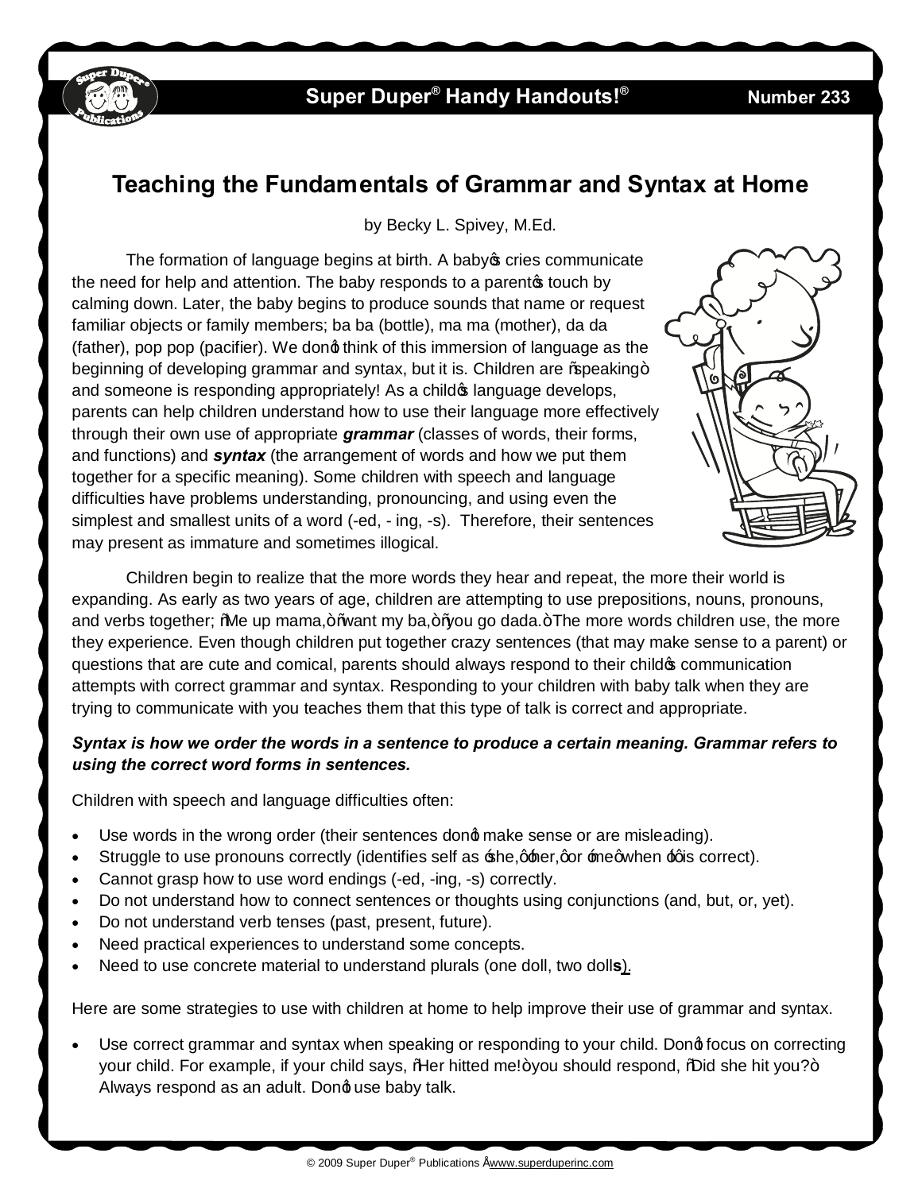Super Duper® Handy Handouts!® Number 233

# Teaching the Fundamentals of Grammar and Syntax at Home

by Becky L. Spivey, M.Ed.

The formation of language begins at birth. A baby's cries communicate the need for help and attention. The baby responds to a parent's touch by calming down. Later, the baby begins to produce sounds that name or request familiar objects or family members; ba ba (bottle), ma ma (mother), da da (father), pop pop (pacifier). We don't think of this immersion of language as the beginning of developing grammar and syntax, but it is. Children are "speaking" and someone is responding appropriately! As a child's language develops, parents can help children understand how to use their language more effectively through their own use of appropriate ***grammar*** (classes of words, their forms, and functions) and ***syntax*** (the arrangement of words and how we put them together for a specific meaning). Some children with speech and language difficulties have problems understanding, pronouncing, and using even the simplest and smallest units of a word (-ed, - ing, -s). Therefore, their sentences may present as immature and sometimes illogical.

Children begin to realize that the more words they hear and repeat, the more their world is expanding. As early as two years of age, children are attempting to use prepositions, nouns, pronouns, and verbs together; "Me up mama," "want my ba," "you go dada." The more words children use, the more they experience. Even though children put together crazy sentences (that may make sense to a parent) or questions that are cute and comical, parents should always respond to their child's communication attempts with correct grammar and syntax. Responding to your children with baby talk when they are trying to communicate with you teaches them that this type of talk is correct and appropriate.

***Syntax is how we order the words in a sentence to produce a certain meaning. Grammar refers to using the correct word forms in sentences.***

Children with speech and language difficulties often:

- Use words in the wrong order (their sentences don't make sense or are misleading).
- Struggle to use pronouns correctly (identifies self as 'she,' 'her,' or 'me' when 'I' is correct).
- Cannot grasp how to use word endings (-ed, -ing, -s) correctly.
- Do not understand how to connect sentences or thoughts using conjunctions (and, but, or, yet).
- Do not understand verb tenses (past, present, future).
- Need practical experiences to understand some concepts.
- Need to use concrete material to understand plurals (one doll, two doll**s**).

Here are some strategies to use with children at home to help improve their use of grammar and syntax.

- Use correct grammar and syntax when speaking or responding to your child. Don't focus on correcting your child. For example, if your child says, "Her hitted me!" you should respond, "Did she hit you?" Always respond as an adult. Don't use baby talk.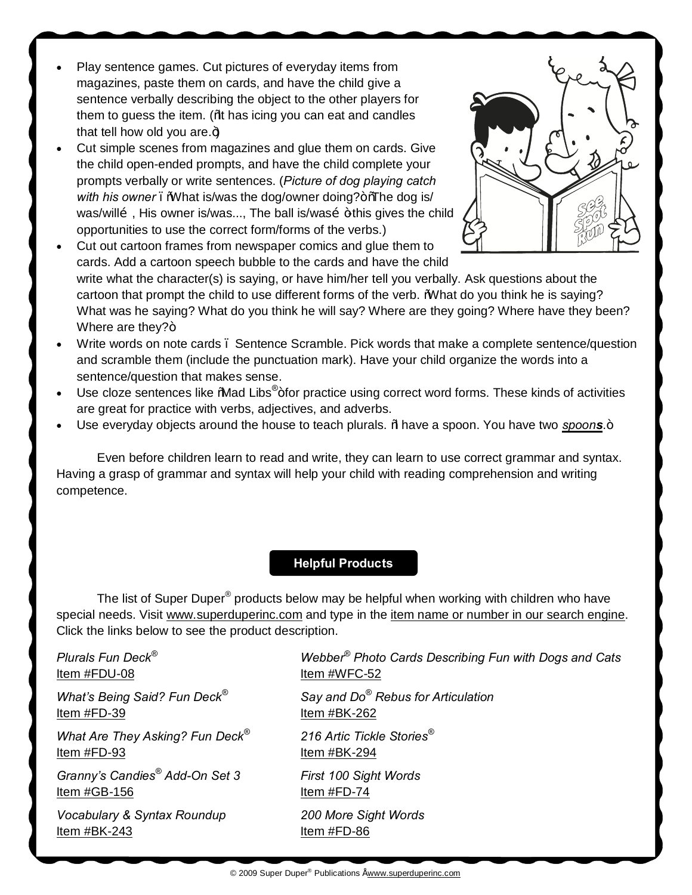- Play sentence games. Cut pictures of everyday items from magazines, paste them on cards, and have the child give a sentence verbally describing the object to the other players for them to guess the item. ("It has icing you can eat and candles that tell how old you are.")
- Cut simple scenes from magazines and glue them on cards. Give the child open-ended prompts, and have the child complete your prompts verbally or write sentences. (*Picture of dog playing catch with his owner* – "What is/was the dog/owner doing?" "The dog is/was/will… , His owner is/was..., The ball is/was…" – this gives the child opportunities to use the correct form/forms of the verbs.)
- Cut out cartoon frames from newspaper comics and glue them to cards. Add a cartoon speech bubble to the cards and have the child write what the character(s) is saying, or have him/her tell you verbally. Ask questions about the cartoon that prompt the child to use different forms of the verb. "What do you think he is saying? What was he saying? What do you think he will say? Where are they going? Where have they been? Where are they?"
- Write words on note cards – Sentence Scramble. Pick words that make a complete sentence/question and scramble them (include the punctuation mark). Have your child organize the words into a sentence/question that makes sense.
- Use cloze sentences like "Mad Libs®" for practice using correct word forms. These kinds of activities are great for practice with verbs, adjectives, and adverbs.
- Use everyday objects around the house to teach plurals. "I have a spoon. You have two <u>*spoon**s***</u>."

Even before children learn to read and write, they can learn to use correct grammar and syntax. Having a grasp of grammar and syntax will help your child with reading comprehension and writing competence.

**Helpful Products**

The list of Super Duper® products below may be helpful when working with children who have special needs. Visit www.superduperinc.com and type in the item name or number in our search engine. Click the links below to see the product description.

*Plurals Fun Deck®*
Item #FDU-08

*What's Being Said? Fun Deck®*
Item #FD-39

*What Are They Asking? Fun Deck®*
Item #FD-93

*Granny's Candies® Add-On Set 3*
Item #GB-156

*Vocabulary & Syntax Roundup*
Item #BK-243

*Webber® Photo Cards Describing Fun with Dogs and Cats*
Item #WFC-52

*Say and Do® Rebus for Articulation*
Item #BK-262

*216 Artic Tickle Stories®*
Item #BK-294

*First 100 Sight Words*
Item #FD-74

*200 More Sight Words*
Item #FD-86

© 2009 Super Duper® Publications • www.superduperinc.com